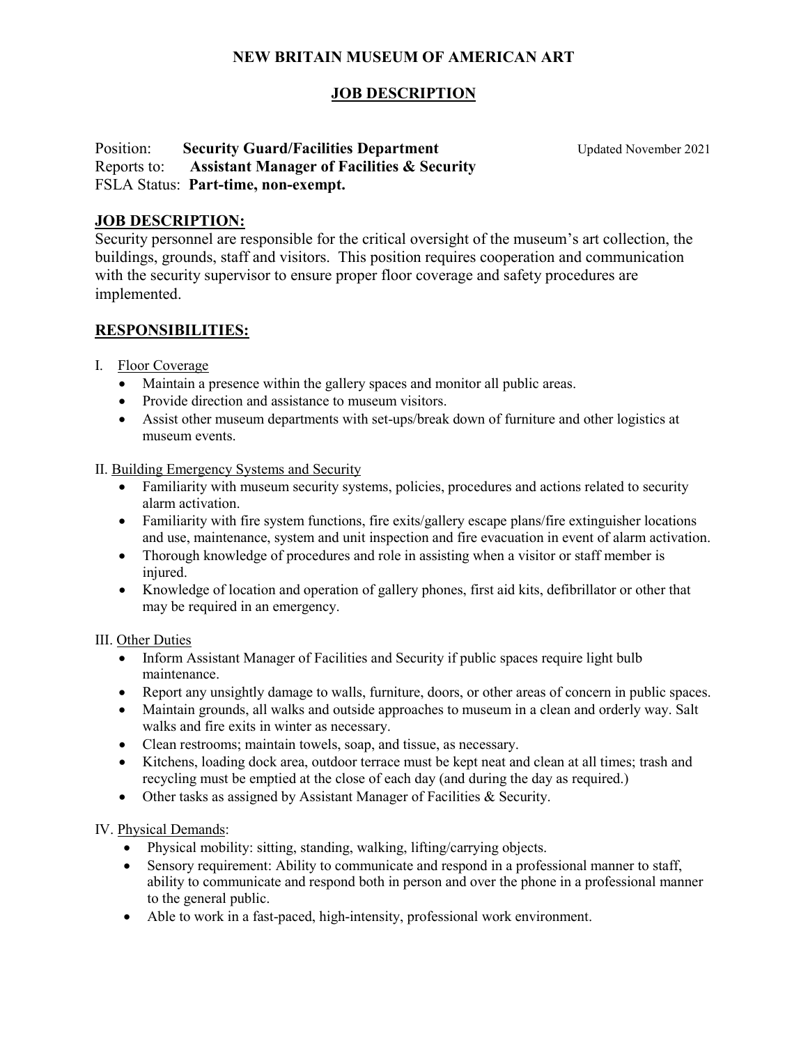**NEW BRITAIN MUSEUM OF AMERICAN ART**

# JOB DESCRIPTION

Position: **Security Guard/Facilities Department** Updated November 2021
Reports to: **Assistant Manager of Facilities & Security**
FSLA Status: **Part-time, non-exempt.**

## JOB DESCRIPTION:

Security personnel are responsible for the critical oversight of the museum's art collection, the buildings, grounds, staff and visitors. This position requires cooperation and communication with the security supervisor to ensure proper floor coverage and safety procedures are implemented.

## RESPONSIBILITIES:

I. Floor Coverage

- Maintain a presence within the gallery spaces and monitor all public areas.
- Provide direction and assistance to museum visitors.
- Assist other museum departments with set-ups/break down of furniture and other logistics at museum events.

II. Building Emergency Systems and Security

- Familiarity with museum security systems, policies, procedures and actions related to security alarm activation.
- Familiarity with fire system functions, fire exits/gallery escape plans/fire extinguisher locations and use, maintenance, system and unit inspection and fire evacuation in event of alarm activation.
- Thorough knowledge of procedures and role in assisting when a visitor or staff member is injured.
- Knowledge of location and operation of gallery phones, first aid kits, defibrillator or other that may be required in an emergency.

III. Other Duties

- Inform Assistant Manager of Facilities and Security if public spaces require light bulb maintenance.
- Report any unsightly damage to walls, furniture, doors, or other areas of concern in public spaces.
- Maintain grounds, all walks and outside approaches to museum in a clean and orderly way. Salt walks and fire exits in winter as necessary.
- Clean restrooms; maintain towels, soap, and tissue, as necessary.
- Kitchens, loading dock area, outdoor terrace must be kept neat and clean at all times; trash and recycling must be emptied at the close of each day (and during the day as required.)
- Other tasks as assigned by Assistant Manager of Facilities & Security.

IV. Physical Demands:

- Physical mobility: sitting, standing, walking, lifting/carrying objects.
- Sensory requirement: Ability to communicate and respond in a professional manner to staff, ability to communicate and respond both in person and over the phone in a professional manner to the general public.
- Able to work in a fast-paced, high-intensity, professional work environment.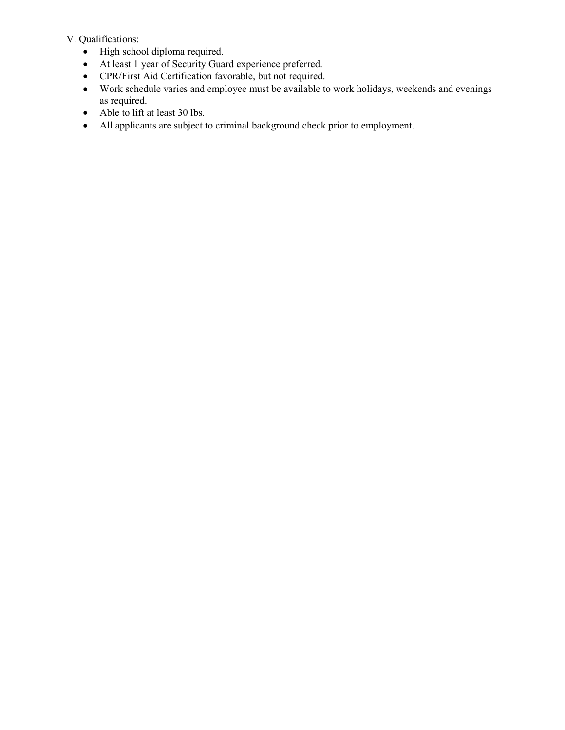V. Qualifications:

- High school diploma required.
- At least 1 year of Security Guard experience preferred.
- CPR/First Aid Certification favorable, but not required.
- Work schedule varies and employee must be available to work holidays, weekends and evenings as required.
- Able to lift at least 30 lbs.
- All applicants are subject to criminal background check prior to employment.